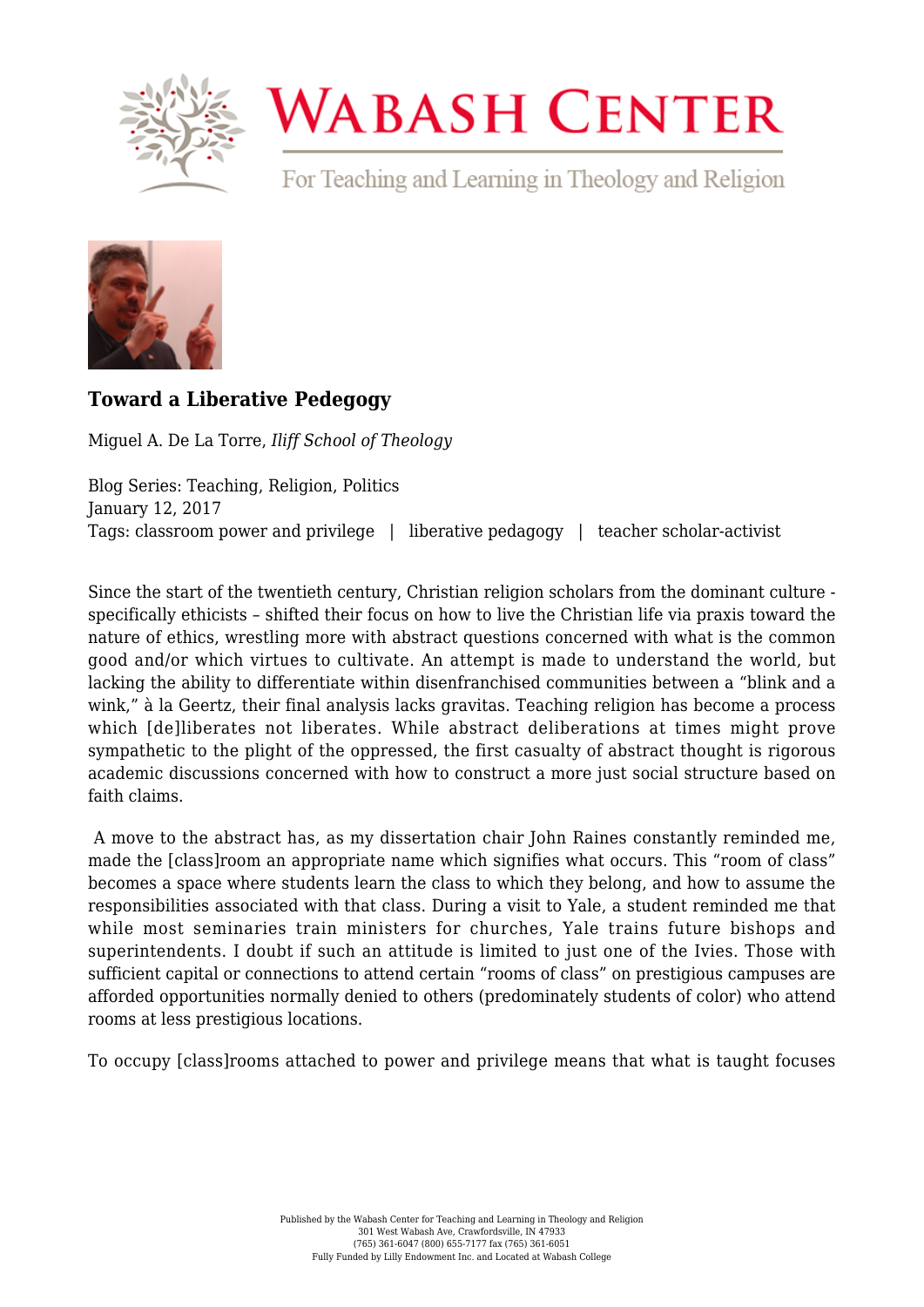# Wabash Center

For Teaching and Learning in Theology and Religion

## Toward a Liberative Pedegogy

Miguel A. De La Torre, *Iliff School of Theology*

Blog Series: Teaching, Religion, Politics
January 12, 2017
Tags: classroom power and privilege | liberative pedagogy | teacher scholar-activist

Since the start of the twentieth century, Christian religion scholars from the dominant culture - specifically ethicists – shifted their focus on how to live the Christian life via praxis toward the nature of ethics, wrestling more with abstract questions concerned with what is the common good and/or which virtues to cultivate. An attempt is made to understand the world, but lacking the ability to differentiate within disenfranchised communities between a "blink and a wink," à la Geertz, their final analysis lacks gravitas. Teaching religion has become a process which [de]liberates not liberates. While abstract deliberations at times might prove sympathetic to the plight of the oppressed, the first casualty of abstract thought is rigorous academic discussions concerned with how to construct a more just social structure based on faith claims.

A move to the abstract has, as my dissertation chair John Raines constantly reminded me, made the [class]room an appropriate name which signifies what occurs. This "room of class" becomes a space where students learn the class to which they belong, and how to assume the responsibilities associated with that class. During a visit to Yale, a student reminded me that while most seminaries train ministers for churches, Yale trains future bishops and superintendents. I doubt if such an attitude is limited to just one of the Ivies. Those with sufficient capital or connections to attend certain "rooms of class" on prestigious campuses are afforded opportunities normally denied to others (predominately students of color) who attend rooms at less prestigious locations.

To occupy [class]rooms attached to power and privilege means that what is taught focuses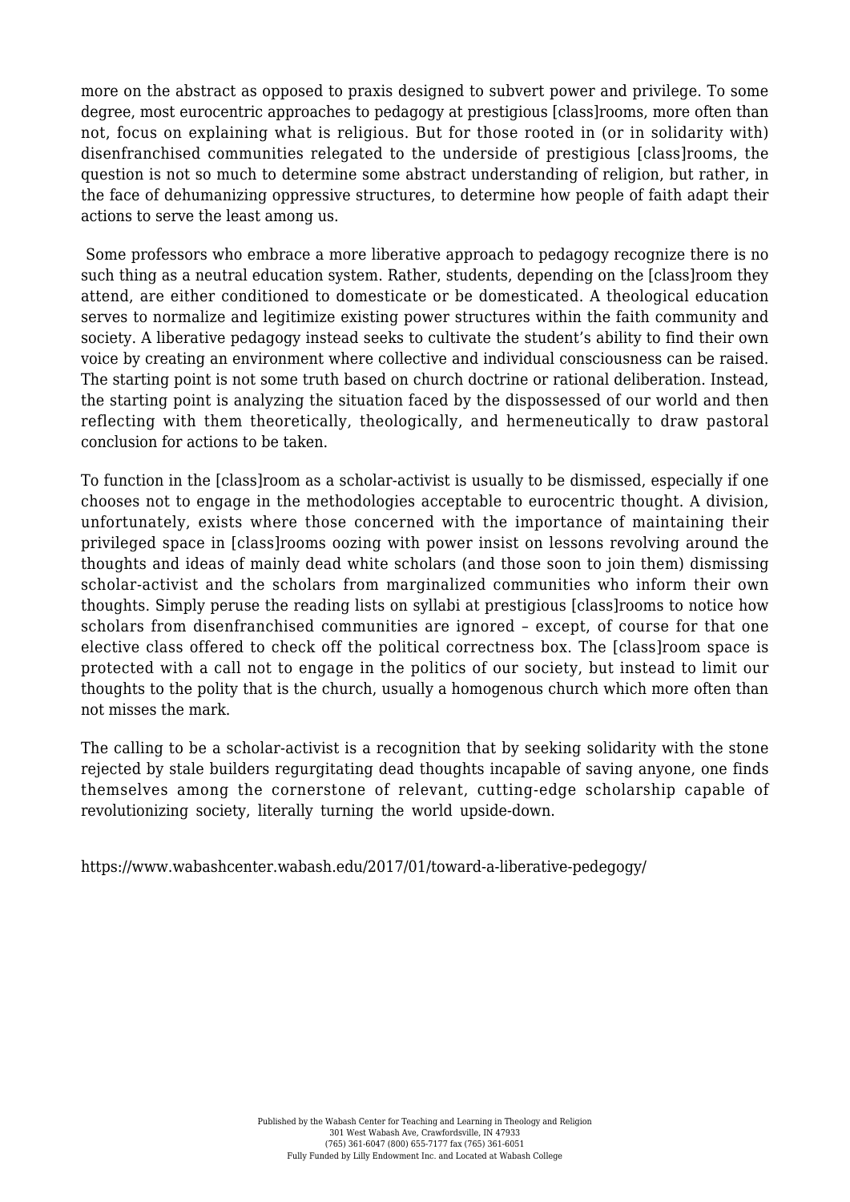more on the abstract as opposed to praxis designed to subvert power and privilege. To some degree, most eurocentric approaches to pedagogy at prestigious [class]rooms, more often than not, focus on explaining what is religious. But for those rooted in (or in solidarity with) disenfranchised communities relegated to the underside of prestigious [class]rooms, the question is not so much to determine some abstract understanding of religion, but rather, in the face of dehumanizing oppressive structures, to determine how people of faith adapt their actions to serve the least among us.

Some professors who embrace a more liberative approach to pedagogy recognize there is no such thing as a neutral education system. Rather, students, depending on the [class]room they attend, are either conditioned to domesticate or be domesticated. A theological education serves to normalize and legitimize existing power structures within the faith community and society. A liberative pedagogy instead seeks to cultivate the student's ability to find their own voice by creating an environment where collective and individual consciousness can be raised. The starting point is not some truth based on church doctrine or rational deliberation. Instead, the starting point is analyzing the situation faced by the dispossessed of our world and then reflecting with them theoretically, theologically, and hermeneutically to draw pastoral conclusion for actions to be taken.

To function in the [class]room as a scholar-activist is usually to be dismissed, especially if one chooses not to engage in the methodologies acceptable to eurocentric thought. A division, unfortunately, exists where those concerned with the importance of maintaining their privileged space in [class]rooms oozing with power insist on lessons revolving around the thoughts and ideas of mainly dead white scholars (and those soon to join them) dismissing scholar-activist and the scholars from marginalized communities who inform their own thoughts. Simply peruse the reading lists on syllabi at prestigious [class]rooms to notice how scholars from disenfranchised communities are ignored – except, of course for that one elective class offered to check off the political correctness box. The [class]room space is protected with a call not to engage in the politics of our society, but instead to limit our thoughts to the polity that is the church, usually a homogenous church which more often than not misses the mark.

The calling to be a scholar-activist is a recognition that by seeking solidarity with the stone rejected by stale builders regurgitating dead thoughts incapable of saving anyone, one finds themselves among the cornerstone of relevant, cutting-edge scholarship capable of revolutionizing society, literally turning the world upside-down.

https://www.wabashcenter.wabash.edu/2017/01/toward-a-liberative-pedegogy/